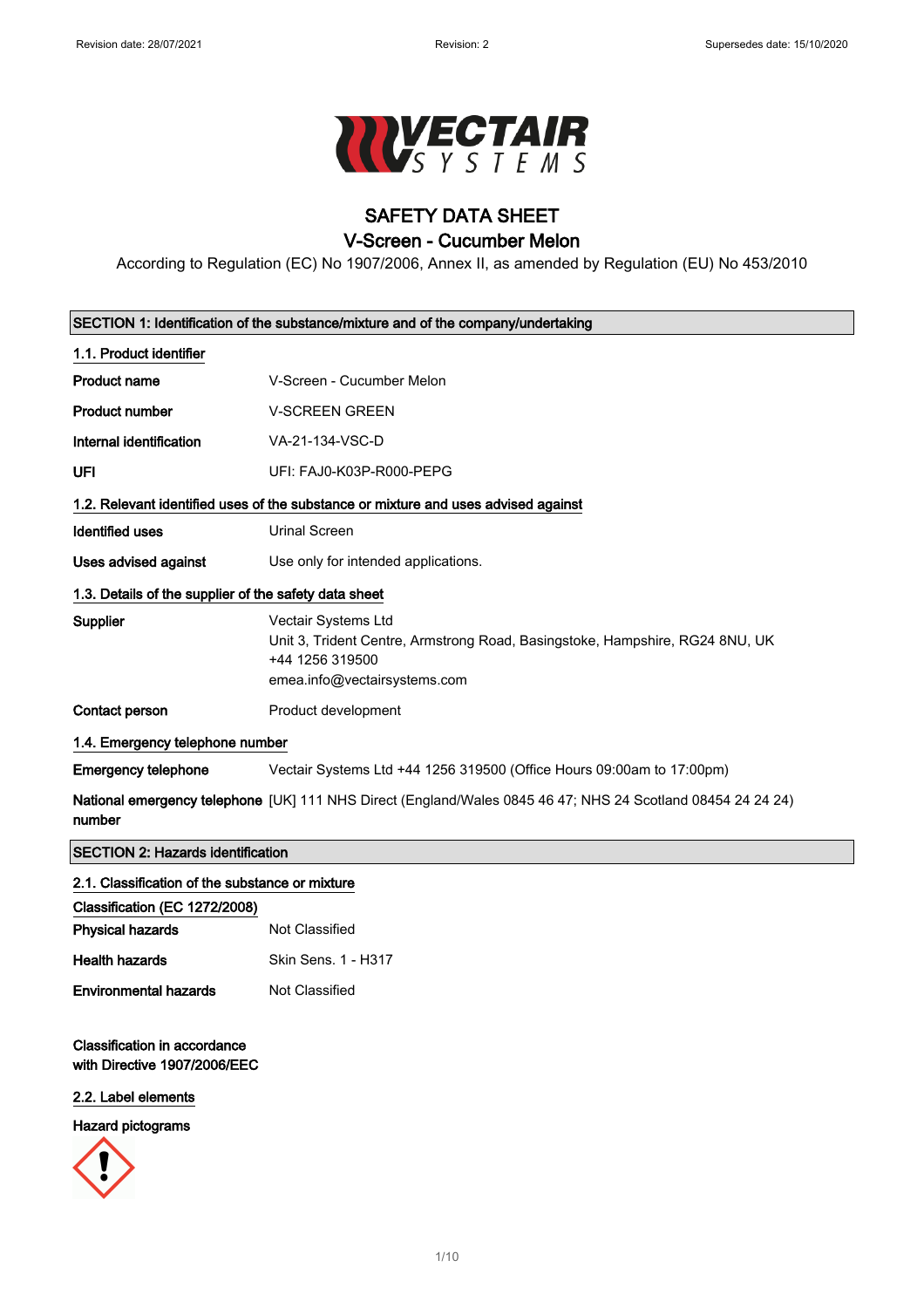# SAFETY DATA SHEET

## V-Screen - Cucumber Melon

According to Regulation (EC) No 1907/2006, Annex II, as amended by Regulation (EU) No 453/2010

## SECTION 1: Identification of the substance/mixture and of the company/undertaking

### 1.1. Product identifier

| | |
|---|---|
| **Product name** | V-Screen - Cucumber Melon |
| **Product number** | V-SCREEN GREEN |
| **Internal identification** | VA-21-134-VSC-D |
| **UFI** | UFI: FAJ0-K03P-R000-PEPG |

### 1.2. Relevant identified uses of the substance or mixture and uses advised against

| | |
|---|---|
| **Identified uses** | Urinal Screen |
| **Uses advised against** | Use only for intended applications. |

### 1.3. Details of the supplier of the safety data sheet

| | |
|---|---|
| **Supplier** | Vectair Systems Ltd<br>Unit 3, Trident Centre, Armstrong Road, Basingstoke, Hampshire, RG24 8NU, UK<br>+44 1256 319500<br>emea.info@vectairsystems.com |
| **Contact person** | Product development |

### 1.4. Emergency telephone number

| | |
|---|---|
| **Emergency telephone** | Vectair Systems Ltd +44 1256 319500 (Office Hours 09:00am to 17:00pm) |
| **National emergency telephone number** | [UK] 111 NHS Direct (England/Wales 0845 46 47; NHS 24 Scotland 08454 24 24 24) |

## SECTION 2: Hazards identification

### 2.1. Classification of the substance or mixture

**Classification (EC 1272/2008)**

| | |
|---|---|
| **Physical hazards** | Not Classified |
| **Health hazards** | Skin Sens. 1 - H317 |
| **Environmental hazards** | Not Classified |

**Classification in accordance with Directive 1907/2006/EEC**

### 2.2. Label elements

**Hazard pictograms**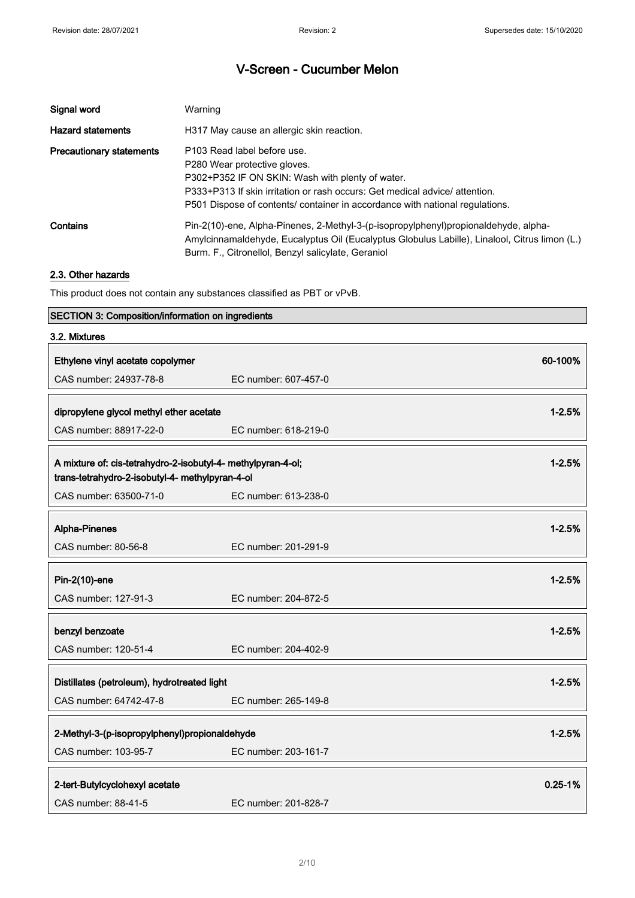| | |
|---|---|
| **Signal word** | Warning |
| **Hazard statements** | H317 May cause an allergic skin reaction. |
| **Precautionary statements** | P103 Read label before use.<br>P280 Wear protective gloves.<br>P302+P352 IF ON SKIN: Wash with plenty of water.<br>P333+P313 If skin irritation or rash occurs: Get medical advice/ attention.<br>P501 Dispose of contents/ container in accordance with national regulations. |
| **Contains** | Pin-2(10)-ene, Alpha-Pinenes, 2-Methyl-3-(p-isopropylphenyl)propionaldehyde, alpha-Amylcinnamaldehyde, Eucalyptus Oil (Eucalyptus Globulus Labille), Linalool, Citrus limon (L.) Burm. F., Citronellol, Benzyl salicylate, Geraniol |

## 2.3. Other hazards

This product does not contain any substances classified as PBT or vPvB.

## SECTION 3: Composition/information on ingredients

### 3.2. Mixtures

| Ingredient | | Concentration |
|---|---|---|
| **Ethylene vinyl acetate copolymer** | | **60-100%** |
| CAS number: 24937-78-8 | EC number: 607-457-0 | |
| **dipropylene glycol methyl ether acetate** | | **1-2.5%** |
| CAS number: 88917-22-0 | EC number: 618-219-0 | |
| **A mixture of: cis-tetrahydro-2-isobutyl-4- methylpyran-4-ol; trans-tetrahydro-2-isobutyl-4- methylpyran-4-ol** | | **1-2.5%** |
| CAS number: 63500-71-0 | EC number: 613-238-0 | |
| **Alpha-Pinenes** | | **1-2.5%** |
| CAS number: 80-56-8 | EC number: 201-291-9 | |
| **Pin-2(10)-ene** | | **1-2.5%** |
| CAS number: 127-91-3 | EC number: 204-872-5 | |
| **benzyl benzoate** | | **1-2.5%** |
| CAS number: 120-51-4 | EC number: 204-402-9 | |
| **Distillates (petroleum), hydrotreated light** | | **1-2.5%** |
| CAS number: 64742-47-8 | EC number: 265-149-8 | |
| **2-Methyl-3-(p-isopropylphenyl)propionaldehyde** | | **1-2.5%** |
| CAS number: 103-95-7 | EC number: 203-161-7 | |
| **2-tert-Butylcyclohexyl acetate** | | **0.25-1%** |
| CAS number: 88-41-5 | EC number: 201-828-7 | |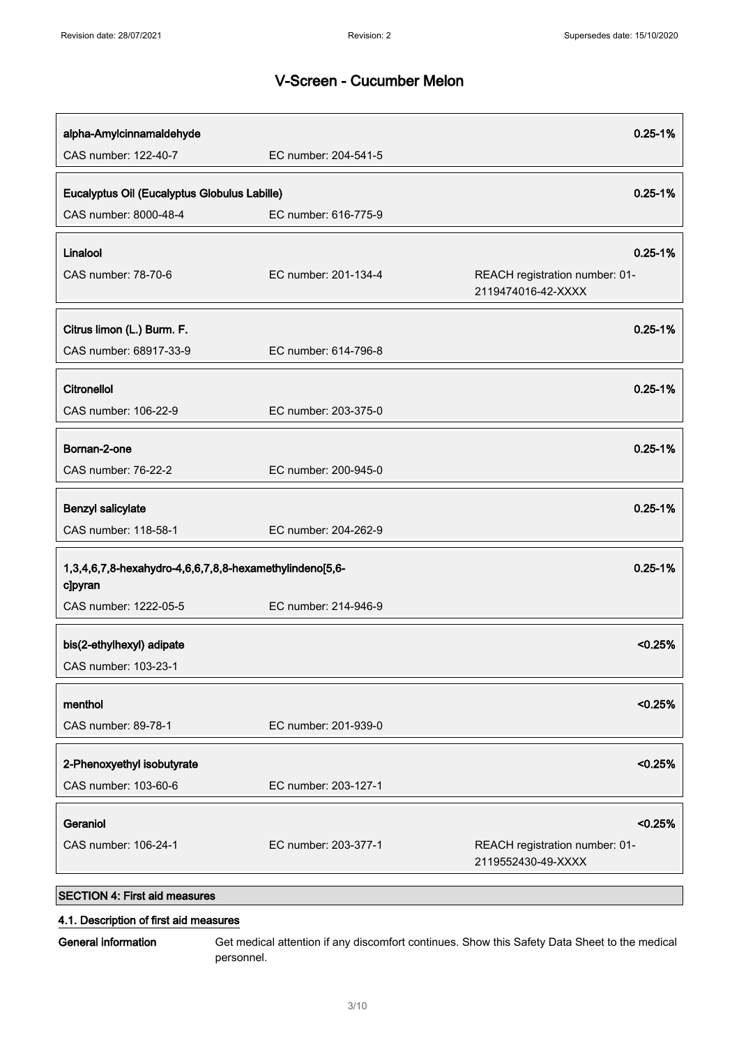# V-Screen - Cucumber Melon

| Substance | EC number | REACH registration number | Concentration |
| --- | --- | --- | --- |
| **alpha-Amylcinnamaldehyde**<br>CAS number: 122-40-7 | EC number: 204-541-5 | | **0.25-1%** |
| **Eucalyptus Oil (Eucalyptus Globulus Labille)**<br>CAS number: 8000-48-4 | EC number: 616-775-9 | | **0.25-1%** |
| **Linalool**<br>CAS number: 78-70-6 | EC number: 201-134-4 | REACH registration number: 01-2119474016-42-XXXX | **0.25-1%** |
| **Citrus limon (L.) Burm. F.**<br>CAS number: 68917-33-9 | EC number: 614-796-8 | | **0.25-1%** |
| **Citronellol**<br>CAS number: 106-22-9 | EC number: 203-375-0 | | **0.25-1%** |
| **Bornan-2-one**<br>CAS number: 76-22-2 | EC number: 200-945-0 | | **0.25-1%** |
| **Benzyl salicylate**<br>CAS number: 118-58-1 | EC number: 204-262-9 | | **0.25-1%** |
| **1,3,4,6,7,8-hexahydro-4,6,6,7,8,8-hexamethylindeno[5,6-c]pyran**<br>CAS number: 1222-05-5 | EC number: 214-946-9 | | **0.25-1%** |
| **bis(2-ethylhexyl) adipate**<br>CAS number: 103-23-1 | | | **<0.25%** |
| **menthol**<br>CAS number: 89-78-1 | EC number: 201-939-0 | | **<0.25%** |
| **2-Phenoxyethyl isobutyrate**<br>CAS number: 103-60-6 | EC number: 203-127-1 | | **<0.25%** |
| **Geraniol**<br>CAS number: 106-24-1 | EC number: 203-377-1 | REACH registration number: 01-2119552430-49-XXXX | **<0.25%** |

## SECTION 4: First aid measures

### 4.1. Description of first aid measures

**General information** Get medical attention if any discomfort continues. Show this Safety Data Sheet to the medical personnel.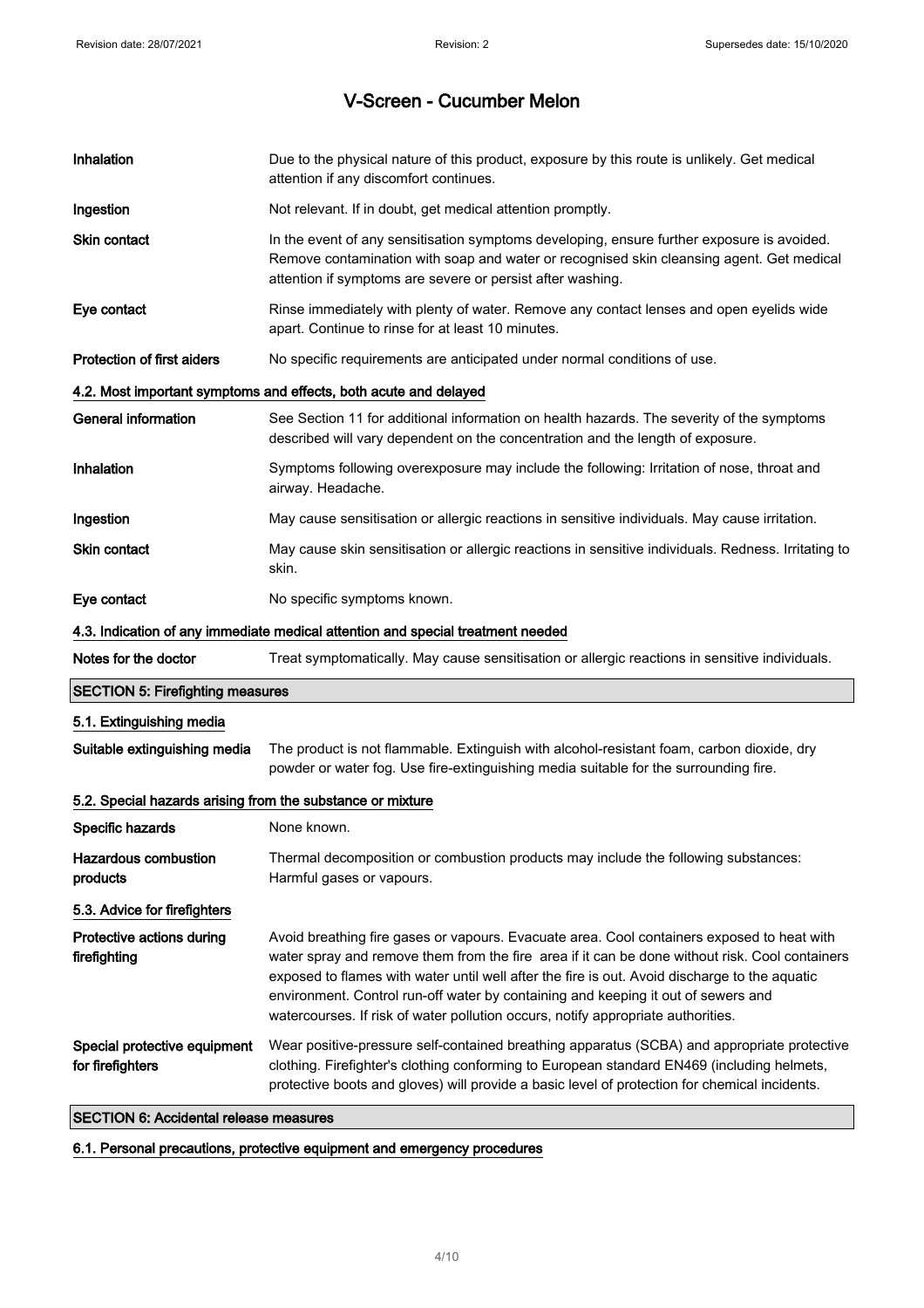| | |
|---|---|
| **Inhalation** | Due to the physical nature of this product, exposure by this route is unlikely. Get medical attention if any discomfort continues. |
| **Ingestion** | Not relevant. If in doubt, get medical attention promptly. |
| **Skin contact** | In the event of any sensitisation symptoms developing, ensure further exposure is avoided. Remove contamination with soap and water or recognised skin cleansing agent. Get medical attention if symptoms are severe or persist after washing. |
| **Eye contact** | Rinse immediately with plenty of water. Remove any contact lenses and open eyelids wide apart. Continue to rinse for at least 10 minutes. |
| **Protection of first aiders** | No specific requirements are anticipated under normal conditions of use. |

### 4.2. Most important symptoms and effects, both acute and delayed

| | |
|---|---|
| **General information** | See Section 11 for additional information on health hazards. The severity of the symptoms described will vary dependent on the concentration and the length of exposure. |
| **Inhalation** | Symptoms following overexposure may include the following: Irritation of nose, throat and airway. Headache. |
| **Ingestion** | May cause sensitisation or allergic reactions in sensitive individuals. May cause irritation. |
| **Skin contact** | May cause skin sensitisation or allergic reactions in sensitive individuals. Redness. Irritating to skin. |
| **Eye contact** | No specific symptoms known. |

### 4.3. Indication of any immediate medical attention and special treatment needed

| | |
|---|---|
| **Notes for the doctor** | Treat symptomatically. May cause sensitisation or allergic reactions in sensitive individuals. |

## SECTION 5: Firefighting measures

### 5.1. Extinguishing media

| | |
|---|---|
| **Suitable extinguishing media** | The product is not flammable. Extinguish with alcohol-resistant foam, carbon dioxide, dry powder or water fog. Use fire-extinguishing media suitable for the surrounding fire. |

### 5.2. Special hazards arising from the substance or mixture

| | |
|---|---|
| **Specific hazards** | None known. |
| **Hazardous combustion products** | Thermal decomposition or combustion products may include the following substances: Harmful gases or vapours. |

### 5.3. Advice for firefighters

| | |
|---|---|
| **Protective actions during firefighting** | Avoid breathing fire gases or vapours. Evacuate area. Cool containers exposed to heat with water spray and remove them from the fire area if it can be done without risk. Cool containers exposed to flames with water until well after the fire is out. Avoid discharge to the aquatic environment. Control run-off water by containing and keeping it out of sewers and watercourses. If risk of water pollution occurs, notify appropriate authorities. |
| **Special protective equipment for firefighters** | Wear positive-pressure self-contained breathing apparatus (SCBA) and appropriate protective clothing. Firefighter's clothing conforming to European standard EN469 (including helmets, protective boots and gloves) will provide a basic level of protection for chemical incidents. |

## SECTION 6: Accidental release measures

### 6.1. Personal precautions, protective equipment and emergency procedures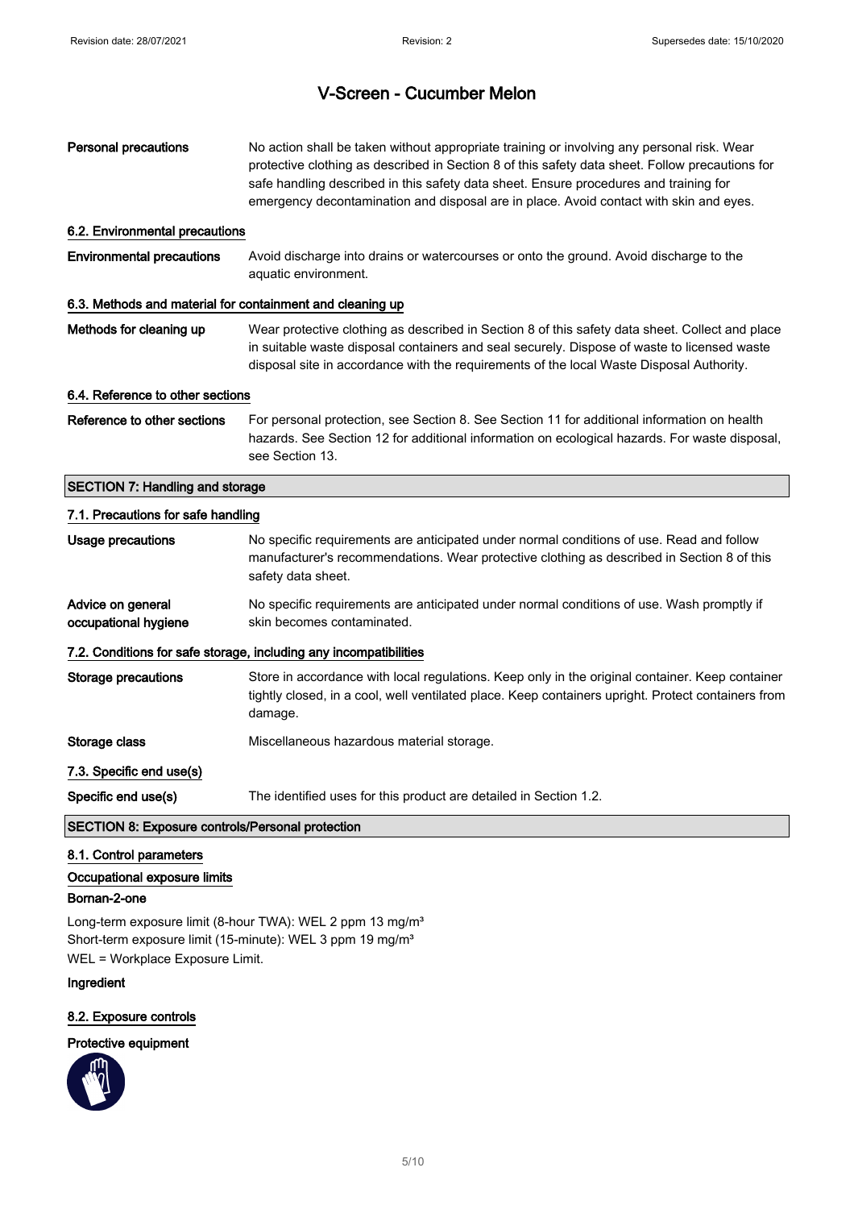# V-Screen - Cucumber Melon

**Personal precautions** No action shall be taken without appropriate training or involving any personal risk. Wear protective clothing as described in Section 8 of this safety data sheet. Follow precautions for safe handling described in this safety data sheet. Ensure procedures and training for emergency decontamination and disposal are in place. Avoid contact with skin and eyes.

### 6.2. Environmental precautions

**Environmental precautions** Avoid discharge into drains or watercourses or onto the ground. Avoid discharge to the aquatic environment.

### 6.3. Methods and material for containment and cleaning up

**Methods for cleaning up** Wear protective clothing as described in Section 8 of this safety data sheet. Collect and place in suitable waste disposal containers and seal securely. Dispose of waste to licensed waste disposal site in accordance with the requirements of the local Waste Disposal Authority.

### 6.4. Reference to other sections

**Reference to other sections** For personal protection, see Section 8. See Section 11 for additional information on health hazards. See Section 12 for additional information on ecological hazards. For waste disposal, see Section 13.

## SECTION 7: Handling and storage

### 7.1. Precautions for safe handling

**Usage precautions** No specific requirements are anticipated under normal conditions of use. Read and follow manufacturer's recommendations. Wear protective clothing as described in Section 8 of this safety data sheet.

**Advice on general occupational hygiene** No specific requirements are anticipated under normal conditions of use. Wash promptly if skin becomes contaminated.

### 7.2. Conditions for safe storage, including any incompatibilities

**Storage precautions** Store in accordance with local regulations. Keep only in the original container. Keep container tightly closed, in a cool, well ventilated place. Keep containers upright. Protect containers from damage.

**Storage class** Miscellaneous hazardous material storage.

### 7.3. Specific end use(s)

**Specific end use(s)** The identified uses for this product are detailed in Section 1.2.

## SECTION 8: Exposure controls/Personal protection

### 8.1. Control parameters

**Occupational exposure limits**

**Bornan-2-one**

Long-term exposure limit (8-hour TWA): WEL 2 ppm 13 mg/m³
Short-term exposure limit (15-minute): WEL 3 ppm 19 mg/m³
WEL = Workplace Exposure Limit.

**Ingredient**

### 8.2. Exposure controls

**Protective equipment**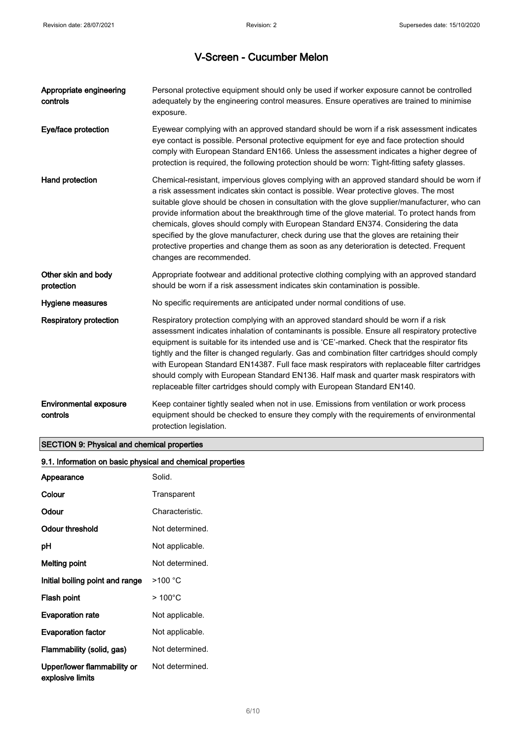# V-Screen - Cucumber Melon

| | |
|---|---|
| **Appropriate engineering controls** | Personal protective equipment should only be used if worker exposure cannot be controlled adequately by the engineering control measures. Ensure operatives are trained to minimise exposure. |
| **Eye/face protection** | Eyewear complying with an approved standard should be worn if a risk assessment indicates eye contact is possible. Personal protective equipment for eye and face protection should comply with European Standard EN166. Unless the assessment indicates a higher degree of protection is required, the following protection should be worn: Tight-fitting safety glasses. |
| **Hand protection** | Chemical-resistant, impervious gloves complying with an approved standard should be worn if a risk assessment indicates skin contact is possible. Wear protective gloves. The most suitable glove should be chosen in consultation with the glove supplier/manufacturer, who can provide information about the breakthrough time of the glove material. To protect hands from chemicals, gloves should comply with European Standard EN374. Considering the data specified by the glove manufacturer, check during use that the gloves are retaining their protective properties and change them as soon as any deterioration is detected. Frequent changes are recommended. |
| **Other skin and body protection** | Appropriate footwear and additional protective clothing complying with an approved standard should be worn if a risk assessment indicates skin contamination is possible. |
| **Hygiene measures** | No specific requirements are anticipated under normal conditions of use. |
| **Respiratory protection** | Respiratory protection complying with an approved standard should be worn if a risk assessment indicates inhalation of contaminants is possible. Ensure all respiratory protective equipment is suitable for its intended use and is 'CE'-marked. Check that the respirator fits tightly and the filter is changed regularly. Gas and combination filter cartridges should comply with European Standard EN14387. Full face mask respirators with replaceable filter cartridges should comply with European Standard EN136. Half mask and quarter mask respirators with replaceable filter cartridges should comply with European Standard EN140. |
| **Environmental exposure controls** | Keep container tightly sealed when not in use. Emissions from ventilation or work process equipment should be checked to ensure they comply with the requirements of environmental protection legislation. |

## SECTION 9: Physical and chemical properties

### 9.1. Information on basic physical and chemical properties

| | |
|---|---|
| **Appearance** | Solid. |
| **Colour** | Transparent |
| **Odour** | Characteristic. |
| **Odour threshold** | Not determined. |
| **pH** | Not applicable. |
| **Melting point** | Not determined. |
| **Initial boiling point and range** | >100 °C |
| **Flash point** | > 100°C |
| **Evaporation rate** | Not applicable. |
| **Evaporation factor** | Not applicable. |
| **Flammability (solid, gas)** | Not determined. |
| **Upper/lower flammability or explosive limits** | Not determined. |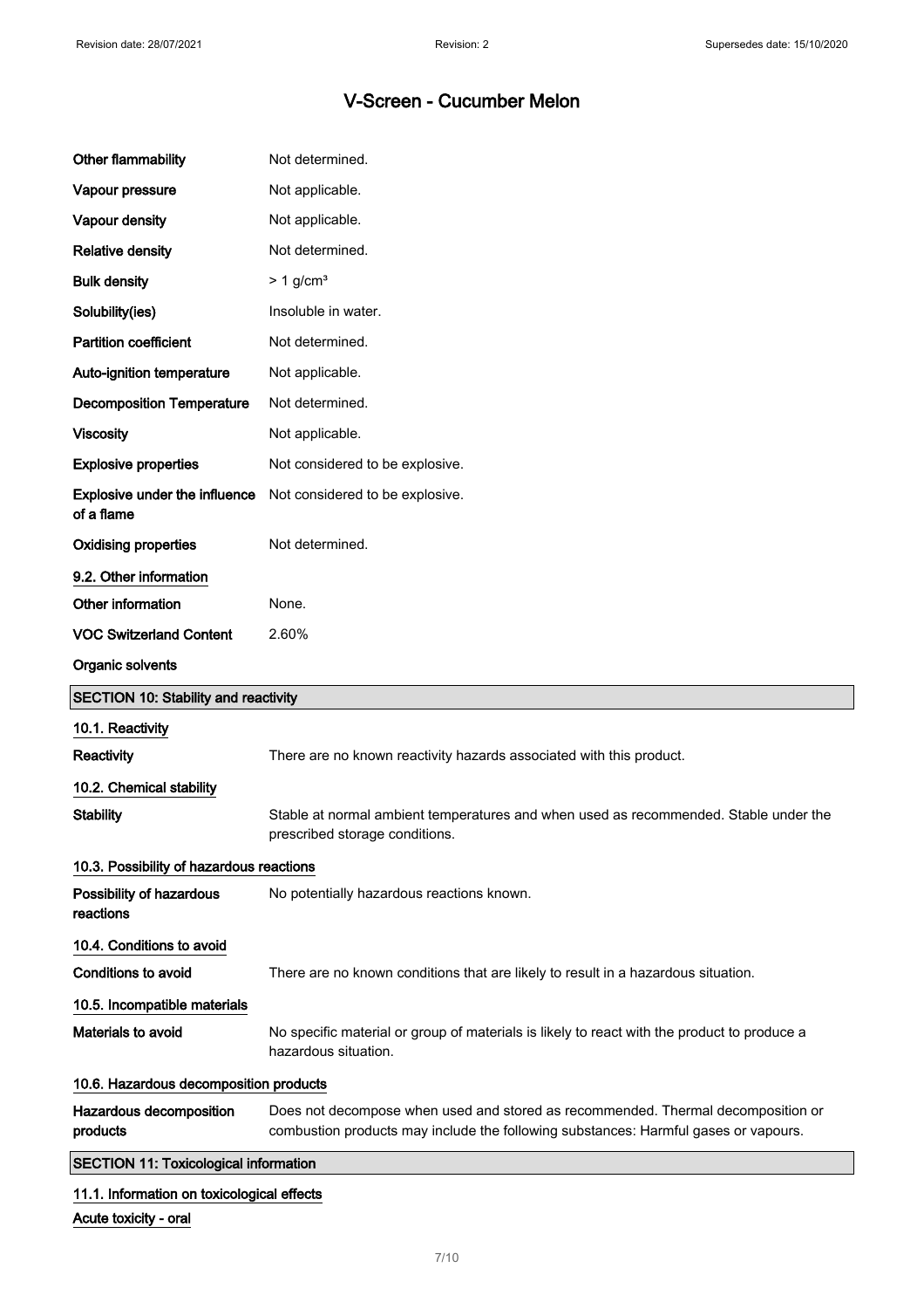| | |
|---|---|
| **Other flammability** | Not determined. |
| **Vapour pressure** | Not applicable. |
| **Vapour density** | Not applicable. |
| **Relative density** | Not determined. |
| **Bulk density** | > 1 g/cm³ |
| **Solubility(ies)** | Insoluble in water. |
| **Partition coefficient** | Not determined. |
| **Auto-ignition temperature** | Not applicable. |
| **Decomposition Temperature** | Not determined. |
| **Viscosity** | Not applicable. |
| **Explosive properties** | Not considered to be explosive. |
| **Explosive under the influence of a flame** | Not considered to be explosive. |
| **Oxidising properties** | Not determined. |

**9.2. Other information**

| | |
|---|---|
| **Other information** | None. |
| **VOC Switzerland Content** | 2.60% |

**Organic solvents**

## SECTION 10: Stability and reactivity

**10.1. Reactivity**

| | |
|---|---|
| **Reactivity** | There are no known reactivity hazards associated with this product. |

**10.2. Chemical stability**

| | |
|---|---|
| **Stability** | Stable at normal ambient temperatures and when used as recommended. Stable under the prescribed storage conditions. |

**10.3. Possibility of hazardous reactions**

| | |
|---|---|
| **Possibility of hazardous reactions** | No potentially hazardous reactions known. |

**10.4. Conditions to avoid**

| | |
|---|---|
| **Conditions to avoid** | There are no known conditions that are likely to result in a hazardous situation. |

**10.5. Incompatible materials**

| | |
|---|---|
| **Materials to avoid** | No specific material or group of materials is likely to react with the product to produce a hazardous situation. |

**10.6. Hazardous decomposition products**

| | |
|---|---|
| **Hazardous decomposition products** | Does not decompose when used and stored as recommended. Thermal decomposition or combustion products may include the following substances: Harmful gases or vapours. |

## SECTION 11: Toxicological information

**11.1. Information on toxicological effects**

**Acute toxicity - oral**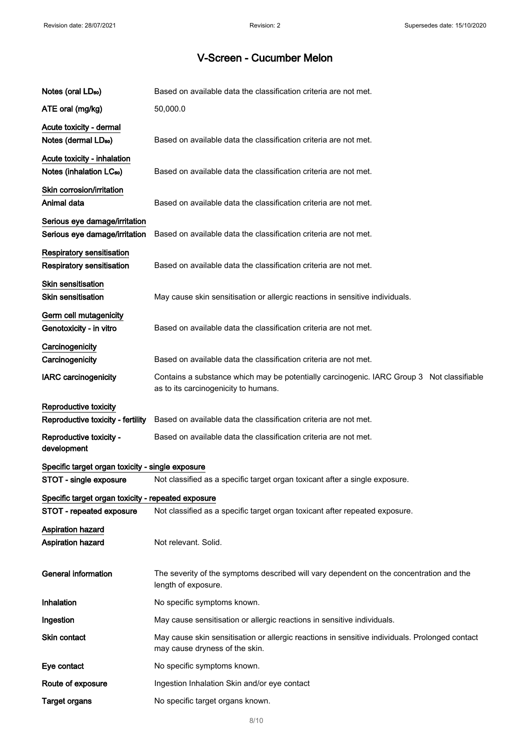| | |
|---|---|
| Notes (oral $LD_{50}$) | Based on available data the classification criteria are not met. |
| ATE oral (mg/kg) | 50,000.0 |

**Acute toxicity - dermal**

| | |
|---|---|
| Notes (dermal $LD_{50}$) | Based on available data the classification criteria are not met. |

**Acute toxicity - inhalation**

| | |
|---|---|
| Notes (inhalation $LC_{50}$) | Based on available data the classification criteria are not met. |

**Skin corrosion/irritation**

| | |
|---|---|
| Animal data | Based on available data the classification criteria are not met. |

**Serious eye damage/irritation**

| | |
|---|---|
| Serious eye damage/irritation | Based on available data the classification criteria are not met. |

**Respiratory sensitisation**

| | |
|---|---|
| Respiratory sensitisation | Based on available data the classification criteria are not met. |

**Skin sensitisation**

| | |
|---|---|
| Skin sensitisation | May cause skin sensitisation or allergic reactions in sensitive individuals. |

**Germ cell mutagenicity**

| | |
|---|---|
| Genotoxicity - in vitro | Based on available data the classification criteria are not met. |

**Carcinogenicity**

| | |
|---|---|
| Carcinogenicity | Based on available data the classification criteria are not met. |
| IARC carcinogenicity | Contains a substance which may be potentially carcinogenic. IARC Group 3 Not classifiable as to its carcinogenicity to humans. |

**Reproductive toxicity**

| | |
|---|---|
| Reproductive toxicity - fertility | Based on available data the classification criteria are not met. |
| Reproductive toxicity - development | Based on available data the classification criteria are not met. |

**Specific target organ toxicity - single exposure**

| | |
|---|---|
| STOT - single exposure | Not classified as a specific target organ toxicant after a single exposure. |

**Specific target organ toxicity - repeated exposure**

| | |
|---|---|
| STOT - repeated exposure | Not classified as a specific target organ toxicant after repeated exposure. |

**Aspiration hazard**

| | |
|---|---|
| Aspiration hazard | Not relevant. Solid. |

| | |
|---|---|
| General information | The severity of the symptoms described will vary dependent on the concentration and the length of exposure. |
| Inhalation | No specific symptoms known. |
| Ingestion | May cause sensitisation or allergic reactions in sensitive individuals. |
| Skin contact | May cause skin sensitisation or allergic reactions in sensitive individuals. Prolonged contact may cause dryness of the skin. |
| Eye contact | No specific symptoms known. |
| Route of exposure | Ingestion Inhalation Skin and/or eye contact |
| Target organs | No specific target organs known. |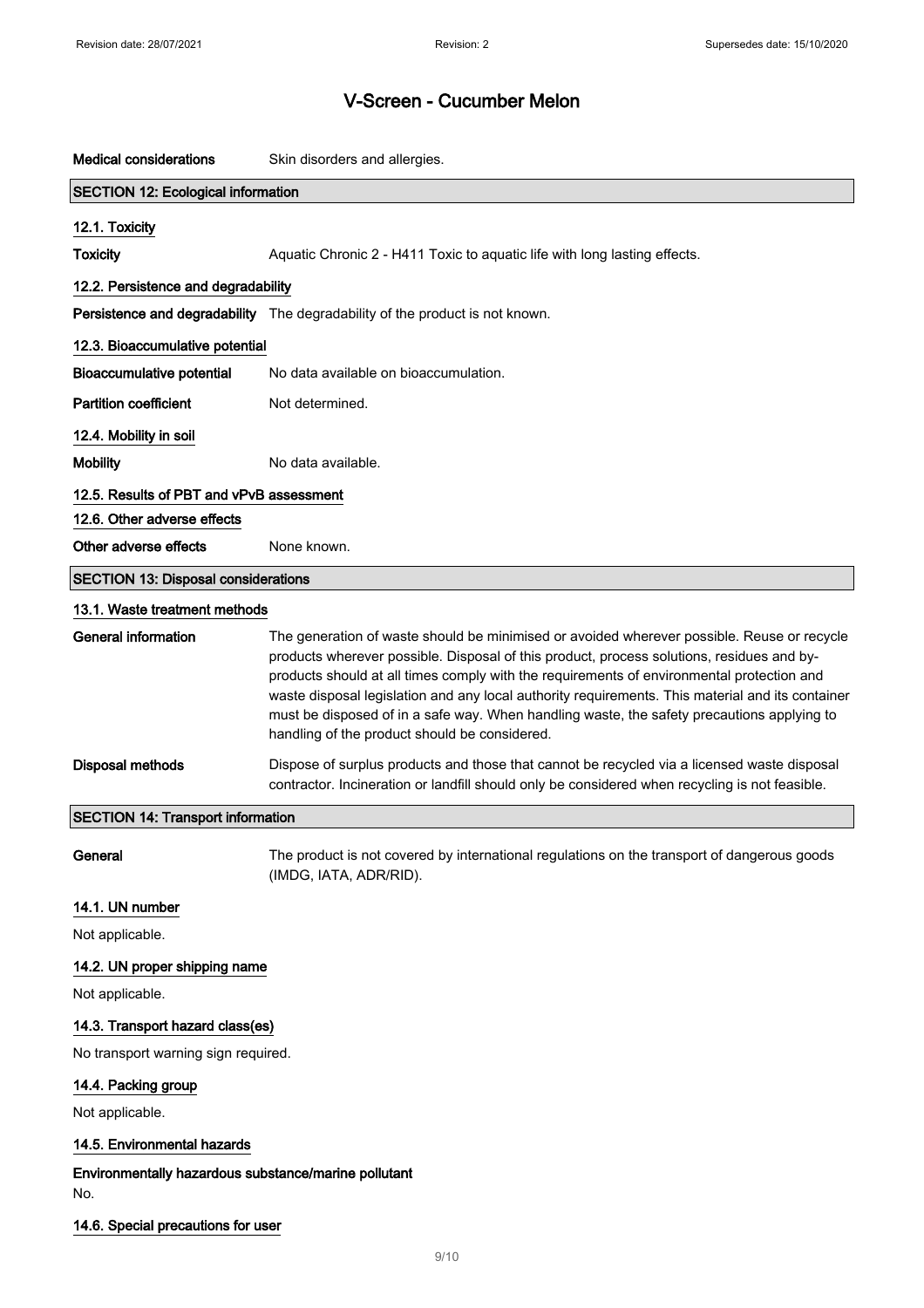| | |
|---|---|
| **Medical considerations** | Skin disorders and allergies. |

## SECTION 12: Ecological information

### 12.1. Toxicity

| | |
|---|---|
| **Toxicity** | Aquatic Chronic 2 - H411 Toxic to aquatic life with long lasting effects. |

### 12.2. Persistence and degradability

| | |
|---|---|
| **Persistence and degradability** | The degradability of the product is not known. |

### 12.3. Bioaccumulative potential

| | |
|---|---|
| **Bioaccumulative potential** | No data available on bioaccumulation. |
| **Partition coefficient** | Not determined. |

### 12.4. Mobility in soil

| | |
|---|---|
| **Mobility** | No data available. |

### 12.5. Results of PBT and vPvB assessment

### 12.6. Other adverse effects

| | |
|---|---|
| **Other adverse effects** | None known. |

## SECTION 13: Disposal considerations

### 13.1. Waste treatment methods

| | |
|---|---|
| **General information** | The generation of waste should be minimised or avoided wherever possible. Reuse or recycle products wherever possible. Disposal of this product, process solutions, residues and by-products should at all times comply with the requirements of environmental protection and waste disposal legislation and any local authority requirements. This material and its container must be disposed of in a safe way. When handling waste, the safety precautions applying to handling of the product should be considered. |
| **Disposal methods** | Dispose of surplus products and those that cannot be recycled via a licensed waste disposal contractor. Incineration or landfill should only be considered when recycling is not feasible. |

## SECTION 14: Transport information

| | |
|---|---|
| **General** | The product is not covered by international regulations on the transport of dangerous goods (IMDG, IATA, ADR/RID). |

### 14.1. UN number

Not applicable.

### 14.2. UN proper shipping name

Not applicable.

### 14.3. Transport hazard class(es)

No transport warning sign required.

### 14.4. Packing group

Not applicable.

### 14.5. Environmental hazards

**Environmentally hazardous substance/marine pollutant**

No.

### 14.6. Special precautions for user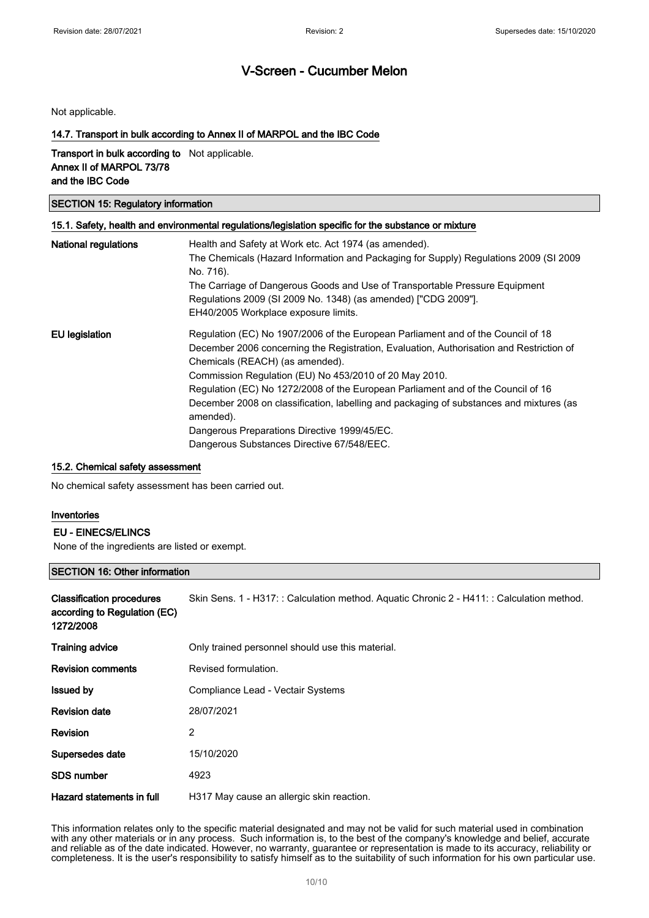Not applicable.

### 14.7. Transport in bulk according to Annex II of MARPOL and the IBC Code

| | |
|---|---|
| **Transport in bulk according to Annex II of MARPOL 73/78 and the IBC Code** | Not applicable. |

## SECTION 15: Regulatory information

### 15.1. Safety, health and environmental regulations/legislation specific for the substance or mixture

| | |
|---|---|
| **National regulations** | Health and Safety at Work etc. Act 1974 (as amended).<br>The Chemicals (Hazard Information and Packaging for Supply) Regulations 2009 (SI 2009 No. 716).<br>The Carriage of Dangerous Goods and Use of Transportable Pressure Equipment Regulations 2009 (SI 2009 No. 1348) (as amended) ["CDG 2009"].<br>EH40/2005 Workplace exposure limits. |
| **EU legislation** | Regulation (EC) No 1907/2006 of the European Parliament and of the Council of 18 December 2006 concerning the Registration, Evaluation, Authorisation and Restriction of Chemicals (REACH) (as amended).<br>Commission Regulation (EU) No 453/2010 of 20 May 2010.<br>Regulation (EC) No 1272/2008 of the European Parliament and of the Council of 16 December 2008 on classification, labelling and packaging of substances and mixtures (as amended).<br>Dangerous Preparations Directive 1999/45/EC.<br>Dangerous Substances Directive 67/548/EEC. |

### 15.2. Chemical safety assessment

No chemical safety assessment has been carried out.

#### Inventories

**EU - EINECS/ELINCS**

None of the ingredients are listed or exempt.

## SECTION 16: Other information

| | |
|---|---|
| **Classification procedures according to Regulation (EC) 1272/2008** | Skin Sens. 1 - H317: : Calculation method. Aquatic Chronic 2 - H411: : Calculation method. |
| **Training advice** | Only trained personnel should use this material. |
| **Revision comments** | Revised formulation. |
| **Issued by** | Compliance Lead - Vectair Systems |
| **Revision date** | 28/07/2021 |
| **Revision** | 2 |
| **Supersedes date** | 15/10/2020 |
| **SDS number** | 4923 |
| **Hazard statements in full** | H317 May cause an allergic skin reaction. |

This information relates only to the specific material designated and may not be valid for such material used in combination with any other materials or in any process. Such information is, to the best of the company's knowledge and belief, accurate and reliable as of the date indicated. However, no warranty, guarantee or representation is made to its accuracy, reliability or completeness. It is the user's responsibility to satisfy himself as to the suitability of such information for his own particular use.